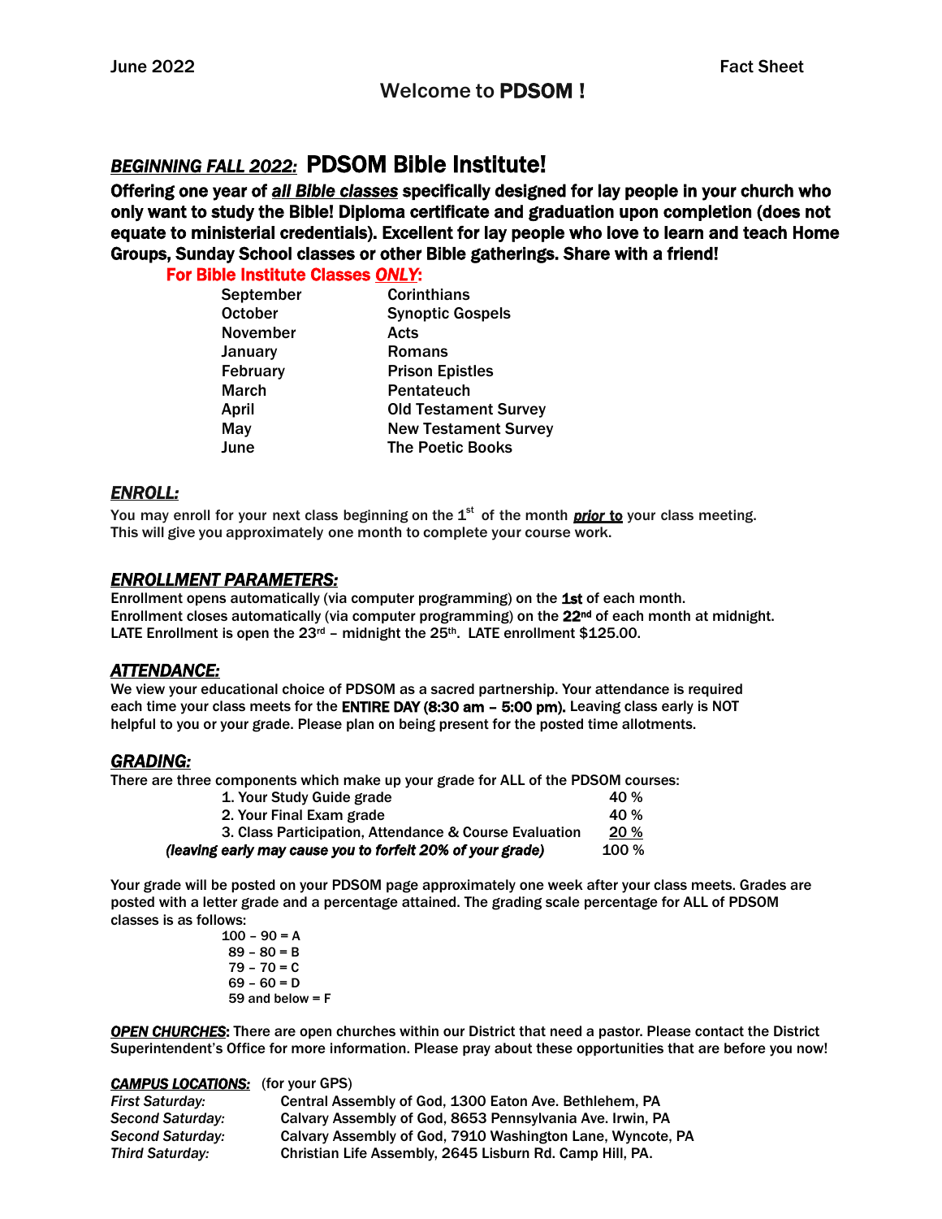June 2022 Fact Sheet

# Welcome to **PDSOM !**

## ***BEGINNING FALL 2022:*** PDSOM Bible Institute!

**Offering one year of *all Bible classes* specifically designed for lay people in your church who only want to study the Bible! Diploma certificate and graduation upon completion (does not equate to ministerial credentials). Excellent for lay people who love to learn and teach Home Groups, Sunday School classes or other Bible gatherings. Share with a friend!**

**For Bible Institute Classes *ONLY*:**

| | |
|---|---|
| September | Corinthians |
| October | Synoptic Gospels |
| November | Acts |
| January | Romans |
| February | Prison Epistles |
| March | Pentateuch |
| April | Old Testament Survey |
| May | New Testament Survey |
| June | The Poetic Books |

### *ENROLL:*

You may enroll for your next class beginning on the 1st of the month ***prior to*** your class meeting. This will give you approximately one month to complete your course work.

### *ENROLLMENT PARAMETERS:*

Enrollment opens automatically (via computer programming) on the **1st** of each month.
Enrollment closes automatically (via computer programming) on the **22nd** of each month at midnight.
LATE Enrollment is open the 23rd – midnight the 25th. LATE enrollment $125.00.

### *ATTENDANCE:*

We view your educational choice of PDSOM as a sacred partnership. Your attendance is required each time your class meets for the **ENTIRE DAY (8:30 am – 5:00 pm).** Leaving class early is NOT helpful to you or your grade. Please plan on being present for the posted time allotments.

### *GRADING:*

There are three components which make up your grade for ALL of the PDSOM courses:

| | |
|---|---|
| 1. Your Study Guide grade | 40 % |
| 2. Your Final Exam grade | 40 % |
| 3. Class Participation, Attendance & Course Evaluation | 20 % |
| *(leaving early may cause you to forfeit 20% of your grade)* | 100 % |

Your grade will be posted on your PDSOM page approximately one week after your class meets. Grades are posted with a letter grade and a percentage attained. The grading scale percentage for ALL of PDSOM classes is as follows:

100 – 90 = A
89 – 80 = B
79 – 70 = C
69 – 60 = D
59 and below = F

***OPEN CHURCHES***: There are open churches within our District that need a pastor. Please contact the District Superintendent's Office for more information. Please pray about these opportunities that are before you now!

***CAMPUS LOCATIONS:*** (for your GPS)

| | |
|---|---|
| *First Saturday:* | Central Assembly of God, 1300 Eaton Ave. Bethlehem, PA |
| *Second Saturday:* | Calvary Assembly of God, 8653 Pennsylvania Ave. Irwin, PA |
| *Second Saturday:* | Calvary Assembly of God, 7910 Washington Lane, Wyncote, PA |
| *Third Saturday:* | Christian Life Assembly, 2645 Lisburn Rd. Camp Hill, PA. |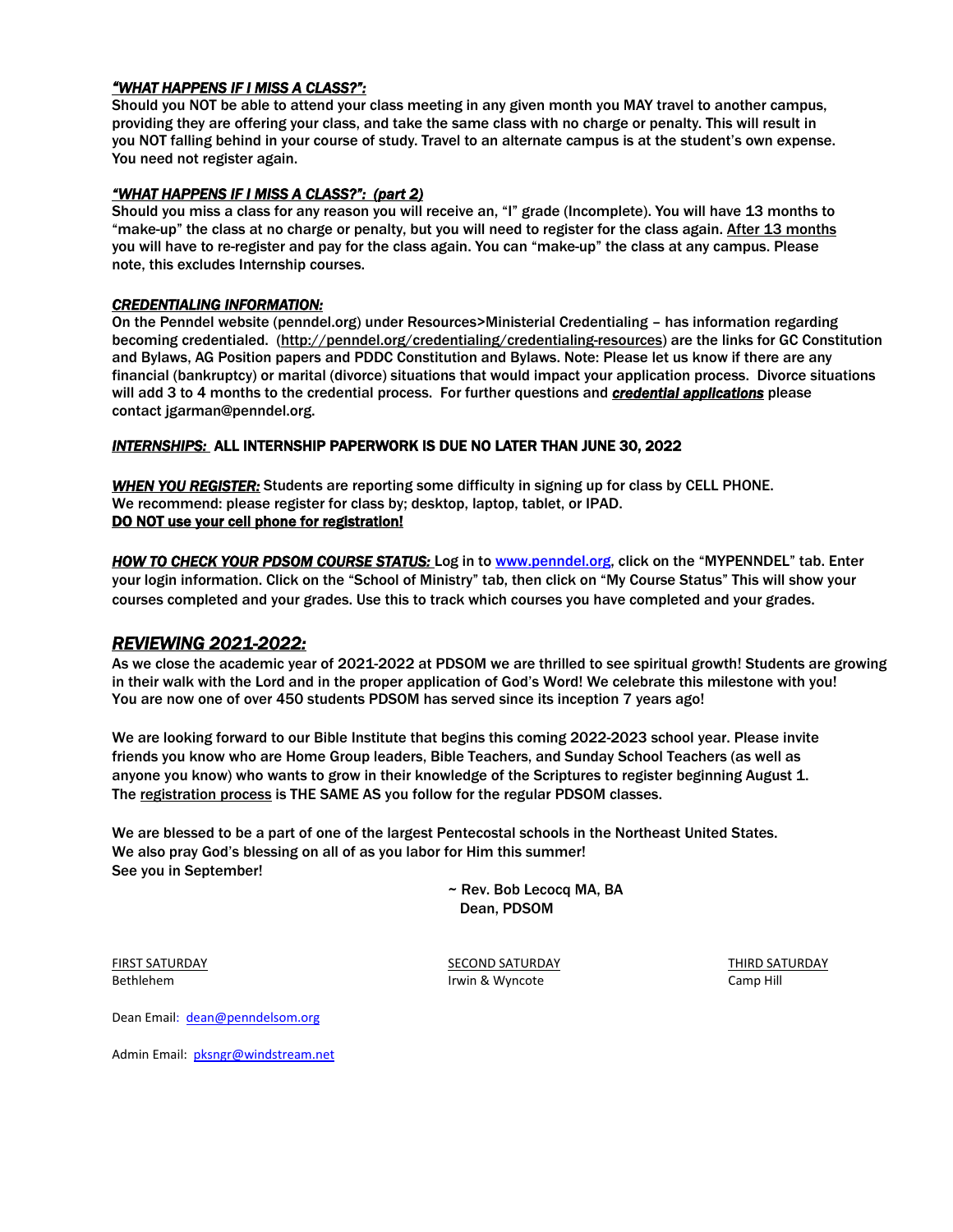***"WHAT HAPPENS IF I MISS A CLASS?":***
Should you NOT be able to attend your class meeting in any given month you MAY travel to another campus, providing they are offering your class, and take the same class with no charge or penalty. This will result in you NOT falling behind in your course of study. Travel to an alternate campus is at the student's own expense. You need not register again.

***"WHAT HAPPENS IF I MISS A CLASS?": (part 2)***
Should you miss a class for any reason you will receive an, "I" grade (Incomplete). You will have 13 months to "make-up" the class at no charge or penalty, but you will need to register for the class again. After 13 months you will have to re-register and pay for the class again. You can "make-up" the class at any campus. Please note, this excludes Internship courses.

***CREDENTIALING INFORMATION:***
On the Penndel website (penndel.org) under Resources>Ministerial Credentialing – has information regarding becoming credentialed. (http://penndel.org/credentialing/credentialing-resources) are the links for GC Constitution and Bylaws, AG Position papers and PDDC Constitution and Bylaws. Note: Please let us know if there are any financial (bankruptcy) or marital (divorce) situations that would impact your application process. Divorce situations will add 3 to 4 months to the credential process. For further questions and ***credential applications*** please contact jgarman@penndel.org.

***INTERNSHIPS:*** **ALL INTERNSHIP PAPERWORK IS DUE NO LATER THAN JUNE 30, 2022**

***WHEN YOU REGISTER:*** Students are reporting some difficulty in signing up for class by CELL PHONE.
We recommend: please register for class by; desktop, laptop, tablet, or IPAD.
**DO NOT use your cell phone for registration!**

***HOW TO CHECK YOUR PDSOM COURSE STATUS:*** Log in to www.penndel.org, click on the "MYPENNDEL" tab. Enter your login information. Click on the "School of Ministry" tab, then click on "My Course Status" This will show your courses completed and your grades. Use this to track which courses you have completed and your grades.

## *REVIEWING 2021-2022:*

As we close the academic year of 2021-2022 at PDSOM we are thrilled to see spiritual growth! Students are growing in their walk with the Lord and in the proper application of God's Word! We celebrate this milestone with you! You are now one of over 450 students PDSOM has served since its inception 7 years ago!

We are looking forward to our Bible Institute that begins this coming 2022-2023 school year. Please invite friends you know who are Home Group leaders, Bible Teachers, and Sunday School Teachers (as well as anyone you know) who wants to grow in their knowledge of the Scriptures to register beginning August 1. The registration process is THE SAME AS you follow for the regular PDSOM classes.

We are blessed to be a part of one of the largest Pentecostal schools in the Northeast United States.
We also pray God's blessing on all of as you labor for Him this summer!
See you in September!

~ Rev. Bob Lecocq MA, BA
Dean, PDSOM

FIRST SATURDAY
Bethlehem

SECOND SATURDAY
Irwin & Wyncote

THIRD SATURDAY
Camp Hill

Dean Email: dean@penndelsom.org

Admin Email: pksngr@windstream.net